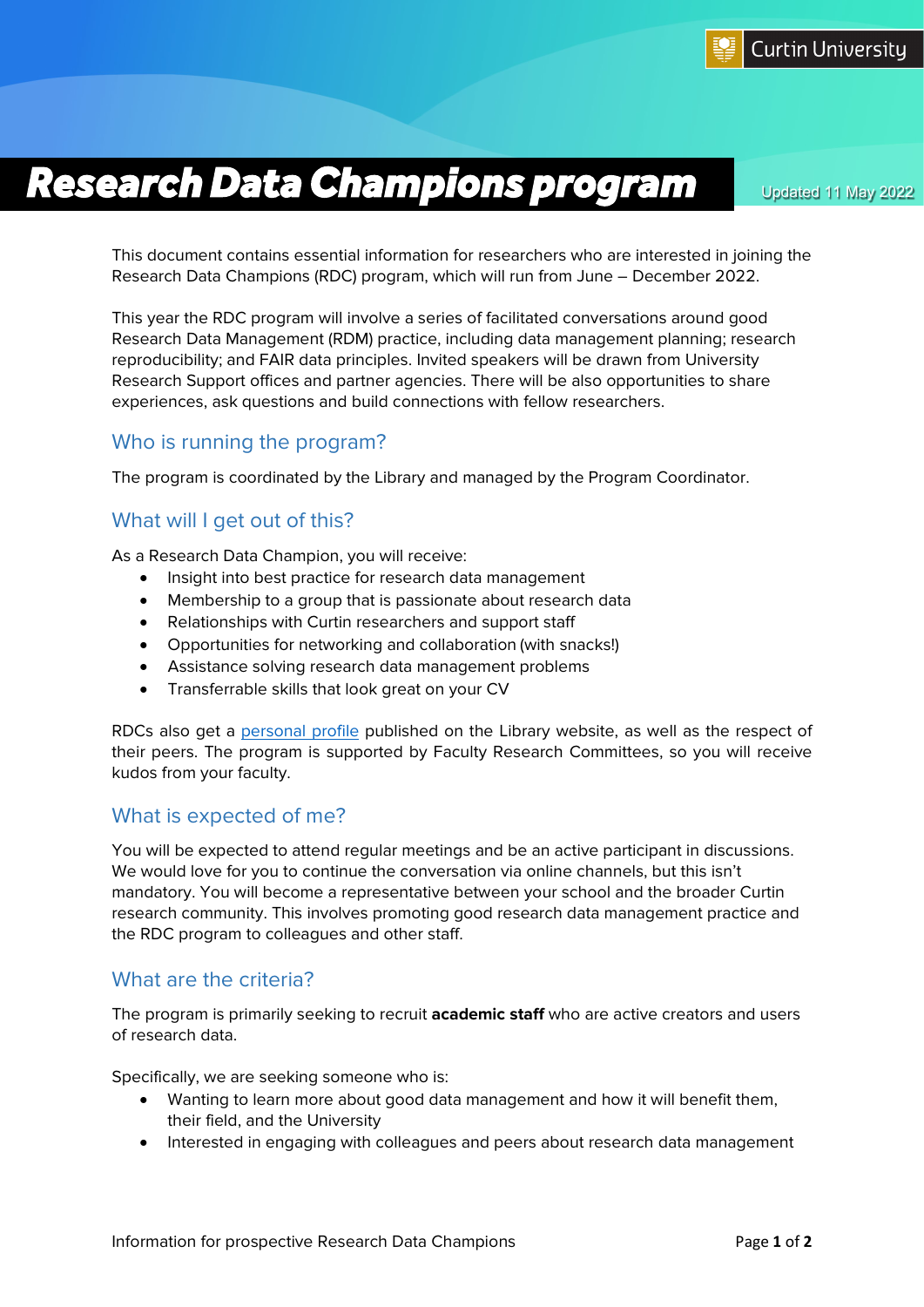Curtin University

# Research Data Champions program

Updated 11 May 2022

This document contains essential information for researchers who are interested in joining the Research Data Champions (RDC) program, which will run from June – December 2022.

This year the RDC program will involve a series of facilitated conversations around good Research Data Management (RDM) practice, including data management planning; research reproducibility; and FAIR data principles. Invited speakers will be drawn from University Research Support offices and partner agencies. There will be also opportunities to share experiences, ask questions and build connections with fellow researchers.

## Who is running the program?

The program is coordinated by the Library and managed by the Program Coordinator.

## What will I get out of this?

As a Research Data Champion, you will receive:

- Insight into best practice for research data management
- Membership to a group that is passionate about research data
- Relationships with Curtin researchers and support staff
- Opportunities for networking and collaboration (with snacks!)
- Assistance solving research data management problems
- Transferrable skills that look great on your CV

RDCs also get a personal profile published on the Library website, as well as the respect of their peers. The program is supported by Faculty Research Committees, so you will receive kudos from your faculty.

## What is expected of me?

You will be expected to attend regular meetings and be an active participant in discussions. We would love for you to continue the conversation via online channels, but this isn't mandatory. You will become a representative between your school and the broader Curtin research community. This involves promoting good research data management practice and the RDC program to colleagues and other staff.

## What are the criteria?

The program is primarily seeking to recruit **academic staff** who are active creators and users of research data.

Specifically, we are seeking someone who is:

- Wanting to learn more about good data management and how it will benefit them, their field, and the University
- Interested in engaging with colleagues and peers about research data management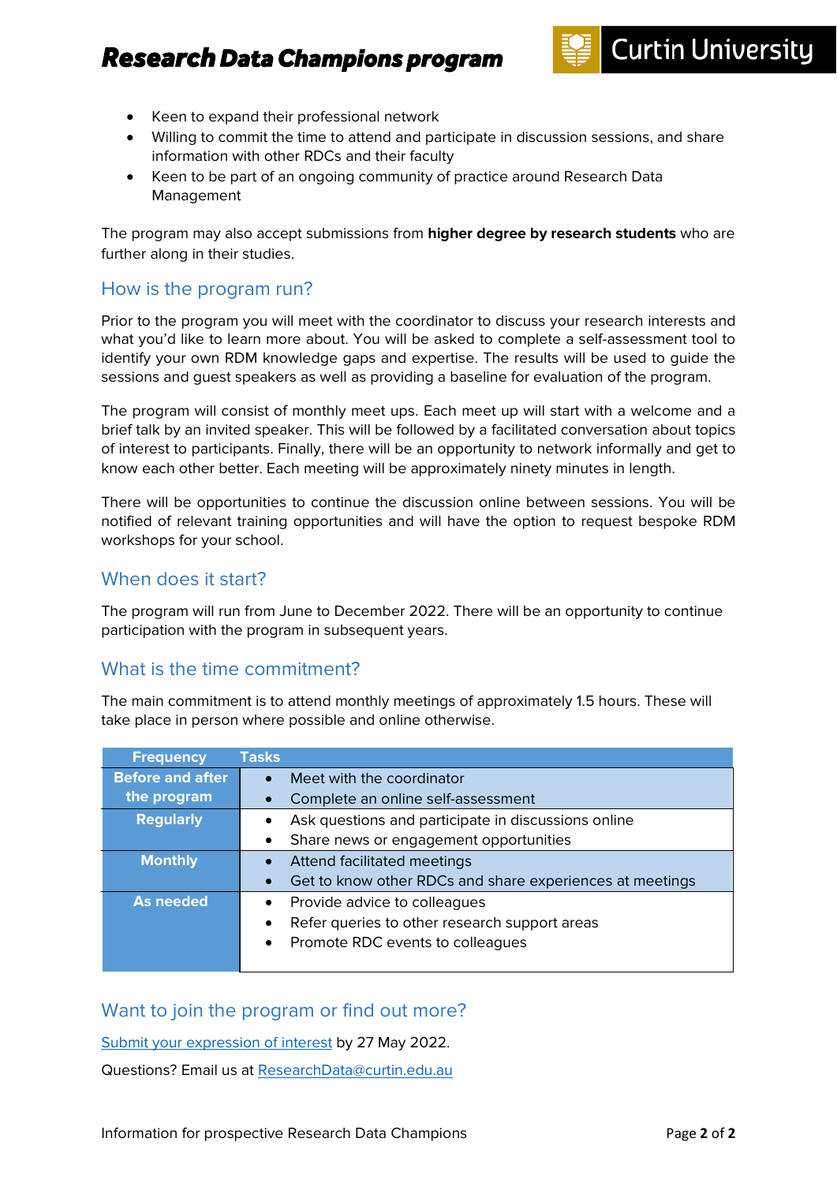- Keen to expand their professional network
- Willing to commit the time to attend and participate in discussion sessions, and share information with other RDCs and their faculty
- Keen to be part of an ongoing community of practice around Research Data Management

The program may also accept submissions from **higher degree by research students** who are further along in their studies.

## How is the program run?

Prior to the program you will meet with the coordinator to discuss your research interests and what you'd like to learn more about. You will be asked to complete a self-assessment tool to identify your own RDM knowledge gaps and expertise. The results will be used to guide the sessions and guest speakers as well as providing a baseline for evaluation of the program.

The program will consist of monthly meet ups. Each meet up will start with a welcome and a brief talk by an invited speaker. This will be followed by a facilitated conversation about topics of interest to participants. Finally, there will be an opportunity to network informally and get to know each other better. Each meeting will be approximately ninety minutes in length.

There will be opportunities to continue the discussion online between sessions. You will be notified of relevant training opportunities and will have the option to request bespoke RDM workshops for your school.

## When does it start?

The program will run from June to December 2022. There will be an opportunity to continue participation with the program in subsequent years.

## What is the time commitment?

The main commitment is to attend monthly meetings of approximately 1.5 hours. These will take place in person where possible and online otherwise.

| Frequency | Tasks |
|---|---|
| **Before and after the program** | • Meet with the coordinator<br>• Complete an online self-assessment |
| **Regularly** | • Ask questions and participate in discussions online<br>• Share news or engagement opportunities |
| **Monthly** | • Attend facilitated meetings<br>• Get to know other RDCs and share experiences at meetings |
| **As needed** | • Provide advice to colleagues<br>• Refer queries to other research support areas<br>• Promote RDC events to colleagues |

## Want to join the program or find out more?

Submit your expression of interest by 27 May 2022.

Questions? Email us at ResearchData@curtin.edu.au